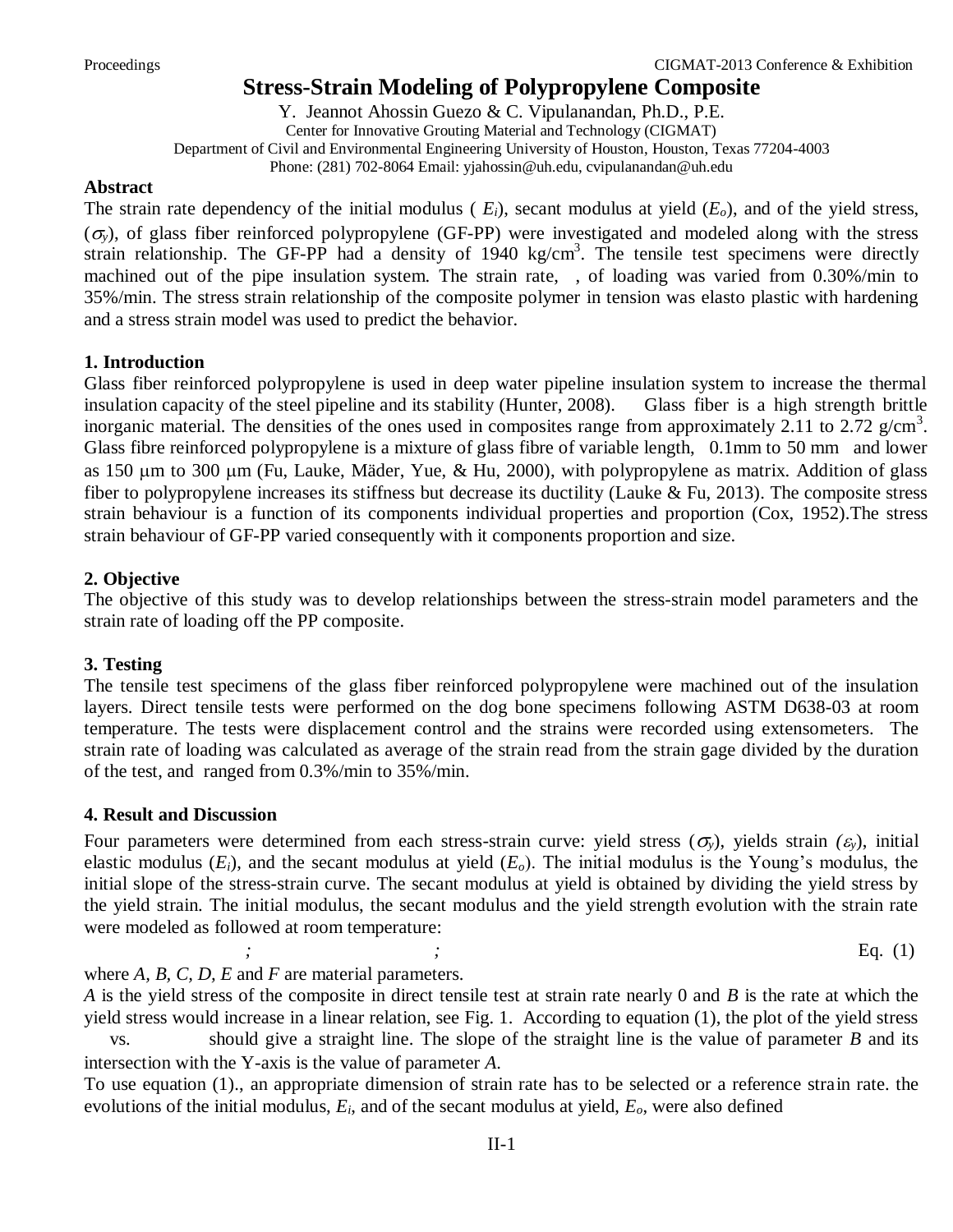# Stress-Strain Modeling of Polypropylene Composite

Y. Jeannot Ahossin Guezo & C. Vipulanandan, Ph.D., P.E.
Center for Innovative Grouting Material and Technology (CIGMAT)
Department of Civil and Environmental Engineering University of Houston, Houston, Texas 77204-4003
Phone: (281) 702-8064 Email: yjahossin@uh.edu, cvipulanandan@uh.edu

## Abstract

The strain rate dependency of the initial modulus ( $E_i$), secant modulus at yield ($E_o$), and of the yield stress, ($\sigma_y$), of glass fiber reinforced polypropylene (GF-PP) were investigated and modeled along with the stress strain relationship. The GF-PP had a density of 1940 kg/cm$^3$. The tensile test specimens were directly machined out of the pipe insulation system. The strain rate, , of loading was varied from 0.30%/min to 35%/min. The stress strain relationship of the composite polymer in tension was elasto plastic with hardening and a stress strain model was used to predict the behavior.

## 1. Introduction

Glass fiber reinforced polypropylene is used in deep water pipeline insulation system to increase the thermal insulation capacity of the steel pipeline and its stability (Hunter, 2008). Glass fiber is a high strength brittle inorganic material. The densities of the ones used in composites range from approximately 2.11 to 2.72 g/cm$^3$. Glass fibre reinforced polypropylene is a mixture of glass fibre of variable length, 0.1mm to 50 mm and lower as 150 μm to 300 μm (Fu, Lauke, Mäder, Yue, & Hu, 2000), with polypropylene as matrix. Addition of glass fiber to polypropylene increases its stiffness but decrease its ductility (Lauke & Fu, 2013). The composite stress strain behaviour is a function of its components individual properties and proportion (Cox, 1952).The stress strain behaviour of GF-PP varied consequently with it components proportion and size.

## 2. Objective

The objective of this study was to develop relationships between the stress-strain model parameters and the strain rate of loading off the PP composite.

## 3. Testing

The tensile test specimens of the glass fiber reinforced polypropylene were machined out of the insulation layers. Direct tensile tests were performed on the dog bone specimens following ASTM D638-03 at room temperature. The tests were displacement control and the strains were recorded using extensometers. The strain rate of loading was calculated as average of the strain read from the strain gage divided by the duration of the test, and ranged from 0.3%/min to 35%/min.

## 4. Result and Discussion

Four parameters were determined from each stress-strain curve: yield stress ($\sigma_y$), yields strain *($\varepsilon_y$)*, initial elastic modulus ($E_i$), and the secant modulus at yield ($E_o$). The initial modulus is the Young's modulus, the initial slope of the stress-strain curve. The secant modulus at yield is obtained by dividing the yield stress by the yield strain. The initial modulus, the secant modulus and the yield strength evolution with the strain rate were modeled as followed at room temperature:

; ; Eq. (1)

where *A, B, C, D, E* and *F* are material parameters.

*A* is the yield stress of the composite in direct tensile test at strain rate nearly 0 and *B* is the rate at which the yield stress would increase in a linear relation, see Fig. 1. According to equation (1), the plot of the yield stress vs. should give a straight line. The slope of the straight line is the value of parameter *B* and its intersection with the Y-axis is the value of parameter *A*.

To use equation (1)., an appropriate dimension of strain rate has to be selected or a reference strain rate. the evolutions of the initial modulus, $E_i$, and of the secant modulus at yield, $E_o$, were also defined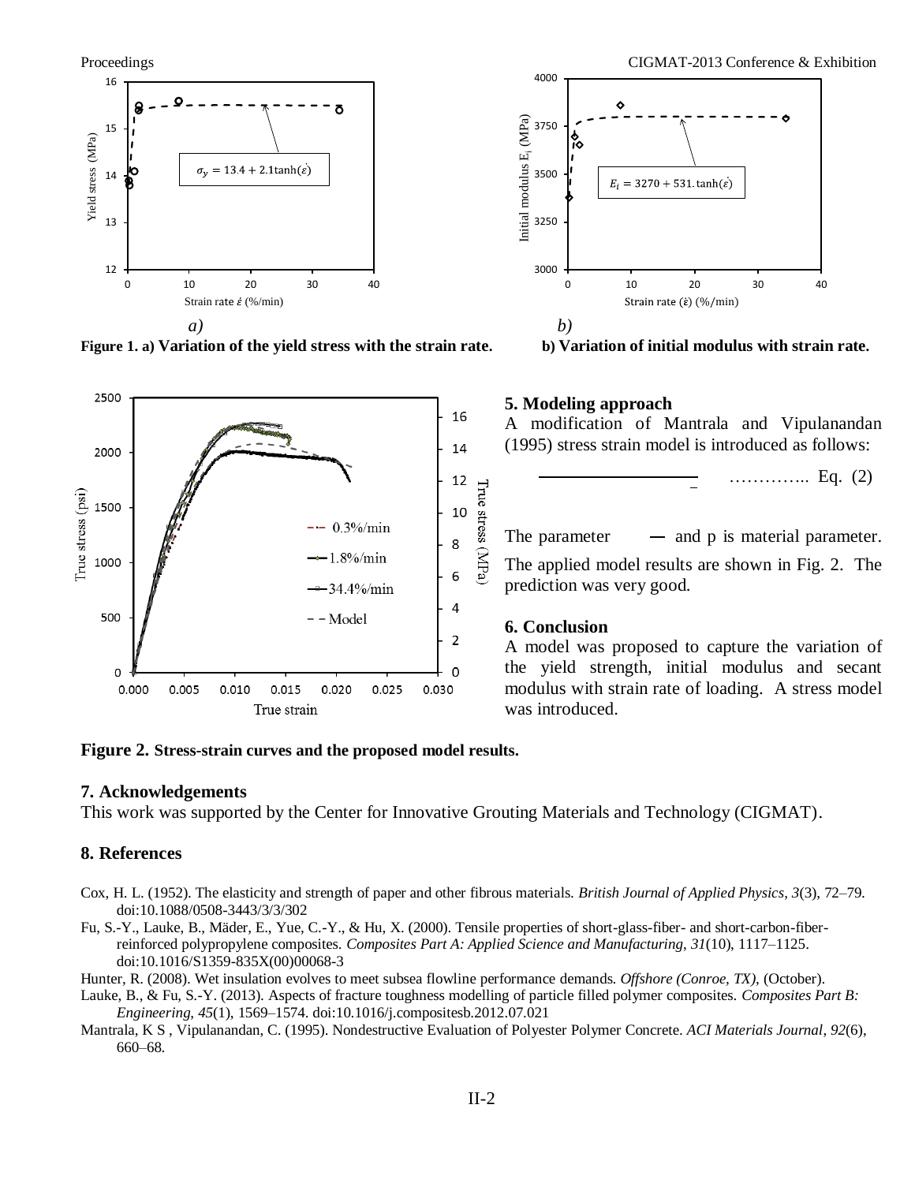16

15

14

13

12

Yield stress (MPa)

0 10 20 30 40

Strain rate $\dot{\varepsilon}$ (%/min)

$\sigma_y = 13.4 + 2.1\tanh(\dot{\varepsilon})$

*a)*

4000

3750

3500

3250

3000

Initial modulus $E_i$ (MPa)

0 10 20 30 40

Strain rate ($\dot{\varepsilon}$) (%/min)

$E_i = 3270 + 531.\tanh(\dot{\varepsilon})$

*b)*

**Figure 1. a) Variation of the yield stress with the strain rate. b) Variation of initial modulus with strain rate.**

2500

2000

1500

1000

500

0

True stress (psi)

0.000 0.005 0.010 0.015 0.020 0.025 0.030

True strain

16

14

12

10

8

6

4

2

0

True stress (MPa)

0.3%/min

1.8%/min

34.4%/min

Model

**Figure 2. Stress-strain curves and the proposed model results.**

**5. Modeling approach**

A modification of Mantrala and Vipulanandan (1995) stress strain model is introduced as follows:

………….. Eq. (2)

The parameter — and p is material parameter. The applied model results are shown in Fig. 2. The prediction was very good.

**6. Conclusion**

A model was proposed to capture the variation of the yield strength, initial modulus and secant modulus with strain rate of loading. A stress model was introduced.

## 7. Acknowledgements

This work was supported by the Center for Innovative Grouting Materials and Technology (CIGMAT).

## 8. References

Cox, H. L. (1952). The elasticity and strength of paper and other fibrous materials. *British Journal of Applied Physics*, *3*(3), 72–79. doi:10.1088/0508-3443/3/3/302

Fu, S.-Y., Lauke, B., Mäder, E., Yue, C.-Y., & Hu, X. (2000). Tensile properties of short-glass-fiber- and short-carbon-fiber-reinforced polypropylene composites. *Composites Part A: Applied Science and Manufacturing*, *31*(10), 1117–1125. doi:10.1016/S1359-835X(00)00068-3

Hunter, R. (2008). Wet insulation evolves to meet subsea flowline performance demands. *Offshore (Conroe, TX)*, (October).

Lauke, B., & Fu, S.-Y. (2013). Aspects of fracture toughness modelling of particle filled polymer composites. *Composites Part B: Engineering*, *45*(1), 1569–1574. doi:10.1016/j.compositesb.2012.07.021

Mantrala, K S , Vipulanandan, C. (1995). Nondestructive Evaluation of Polyester Polymer Concrete. *ACI Materials Journal*, *92*(6), 660–68.